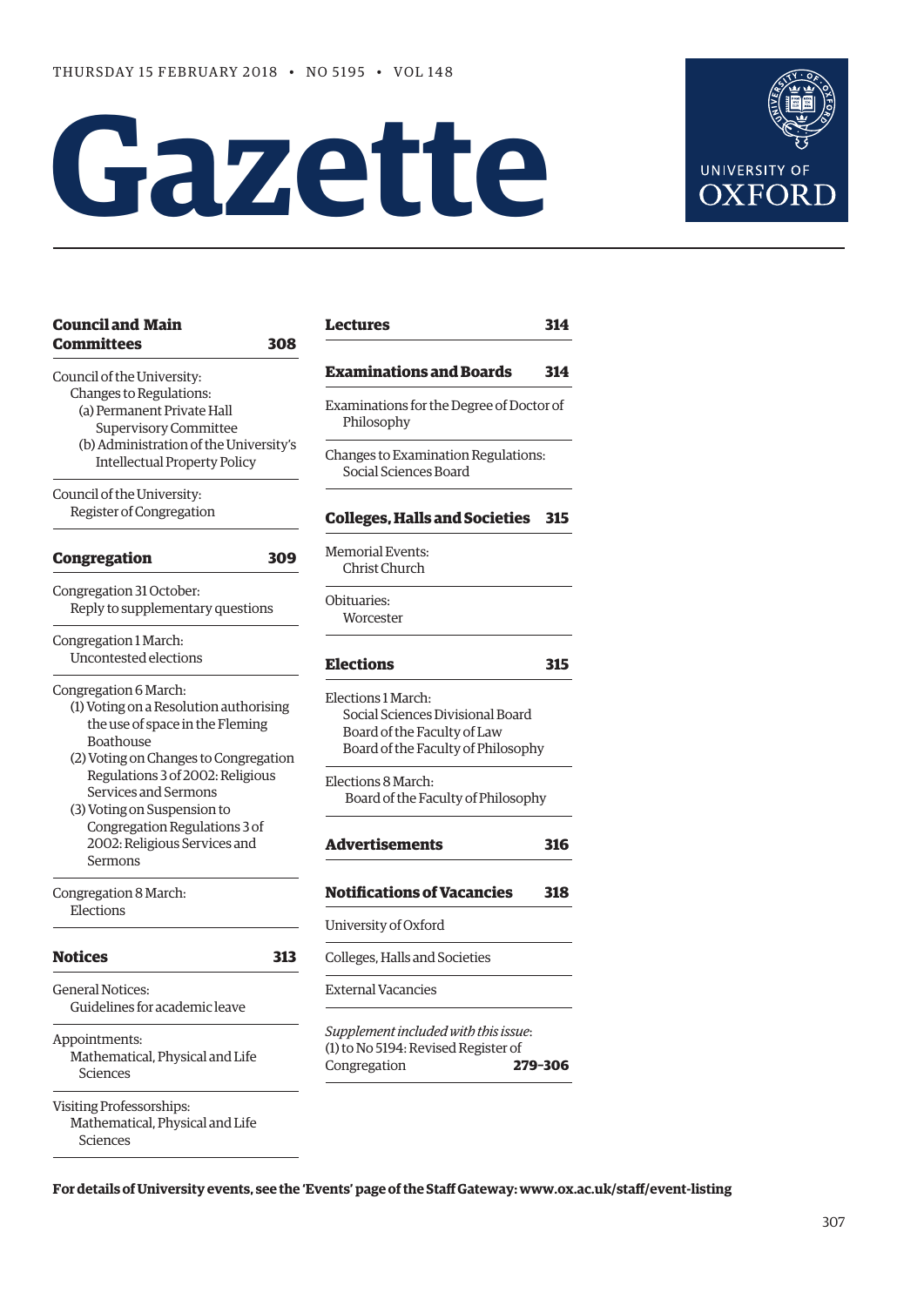THURSDAY 15 FEBRUARY 2018 • NO 5195 • VOL 148

# Gazette

UNIVERSITY OF OXFORD

## Council and Main Committees — 308

Council of the University:
- Changes to Regulations:
  - (a) Permanent Private Hall Supervisory Committee
  - (b) Administration of the University's Intellectual Property Policy

Council of the University:
- Register of Congregation

## Congregation — 309

Congregation 31 October:
- Reply to supplementary questions

Congregation 1 March:
- Uncontested elections

Congregation 6 March:
- (1) Voting on a Resolution authorising the use of space in the Fleming Boathouse
- (2) Voting on Changes to Congregation Regulations 3 of 2002: Religious Services and Sermons
- (3) Voting on Suspension to Congregation Regulations 3 of 2002: Religious Services and Sermons

Congregation 8 March:
- Elections

## Notices — 313

General Notices:
- Guidelines for academic leave

Appointments:
- Mathematical, Physical and Life Sciences

Visiting Professorships:
- Mathematical, Physical and Life Sciences

## Lectures — 314

## Examinations and Boards — 314

Examinations for the Degree of Doctor of Philosophy

Changes to Examination Regulations:
- Social Sciences Board

## Colleges, Halls and Societies — 315

Memorial Events:
- Christ Church

Obituaries:
- Worcester

## Elections — 315

Elections 1 March:
- Social Sciences Divisional Board
- Board of the Faculty of Law
- Board of the Faculty of Philosophy

Elections 8 March:
- Board of the Faculty of Philosophy

## Advertisements — 316

## Notifications of Vacancies — 318

University of Oxford

Colleges, Halls and Societies

External Vacancies

*Supplement included with this issue*:
(1) to No 5194: Revised Register of Congregation — **279–306**

**For details of University events, see the 'Events' page of the Staff Gateway: www.ox.ac.uk/staff/event-listing**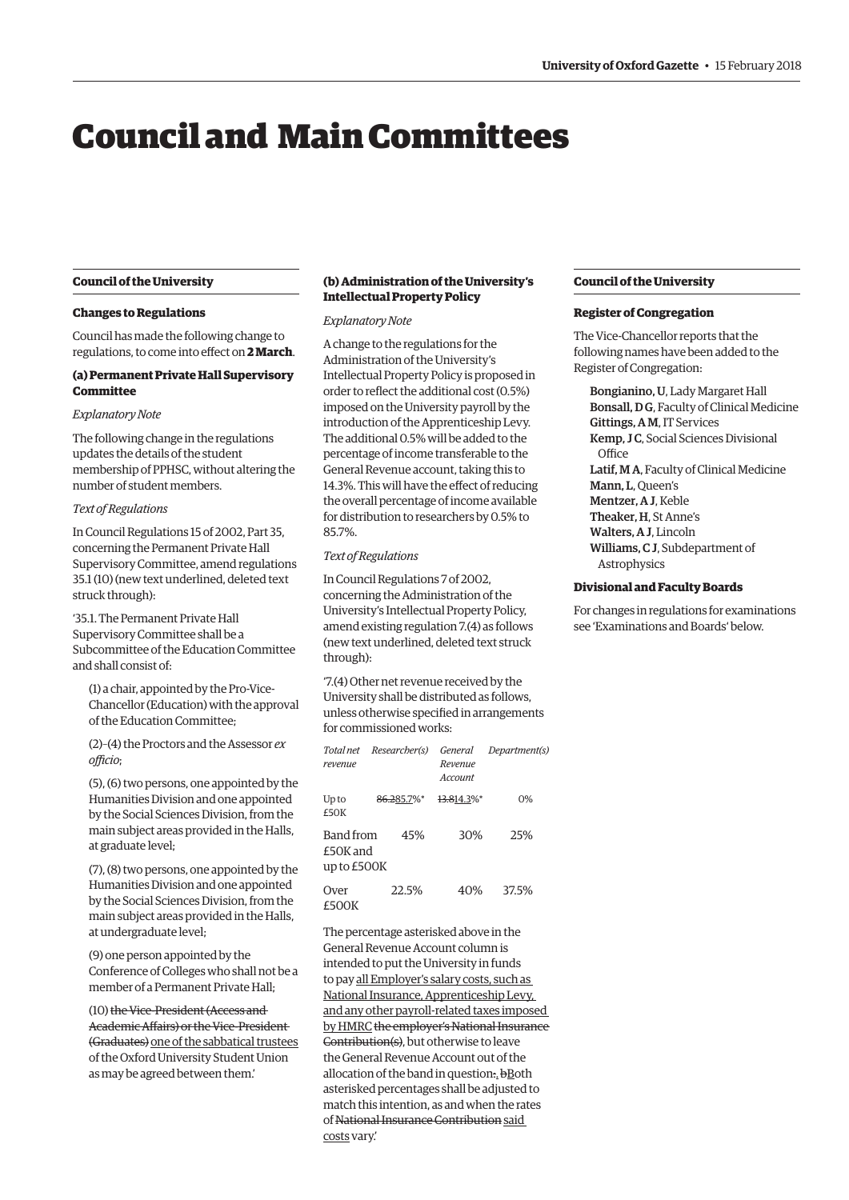# Council and Main Committees

## Council of the University

### Changes to Regulations

Council has made the following change to regulations, to come into effect on **2 March**.

#### (a) Permanent Private Hall Supervisory Committee

*Explanatory Note*

The following change in the regulations updates the details of the student membership of PPHSC, without altering the number of student members.

*Text of Regulations*

In Council Regulations 15 of 2002, Part 35, concerning the Permanent Private Hall Supervisory Committee, amend regulations 35.1 (10) (new text underlined, deleted text struck through):

'35.1. The Permanent Private Hall Supervisory Committee shall be a Subcommittee of the Education Committee and shall consist of:

(1) a chair, appointed by the Pro-Vice-Chancellor (Education) with the approval of the Education Committee;

(2)–(4) the Proctors and the Assessor *ex officio*;

(5), (6) two persons, one appointed by the Humanities Division and one appointed by the Social Sciences Division, from the main subject areas provided in the Halls, at graduate level;

(7), (8) two persons, one appointed by the Humanities Division and one appointed by the Social Sciences Division, from the main subject areas provided in the Halls, at undergraduate level;

(9) one person appointed by the Conference of Colleges who shall not be a member of a Permanent Private Hall;

(10) ~~the Vice-President (Access and Academic Affairs) or the Vice-President (Graduates)~~ <u>one of the sabbatical trustees</u> of the Oxford University Student Union as may be agreed between them.'

#### (b) Administration of the University's Intellectual Property Policy

*Explanatory Note*

A change to the regulations for the Administration of the University's Intellectual Property Policy is proposed in order to reflect the additional cost (0.5%) imposed on the University payroll by the introduction of the Apprenticeship Levy. The additional 0.5% will be added to the percentage of income transferable to the General Revenue account, taking this to 14.3%. This will have the effect of reducing the overall percentage of income available for distribution to researchers by 0.5% to 85.7%.

*Text of Regulations*

In Council Regulations 7 of 2002, concerning the Administration of the University's Intellectual Property Policy, amend existing regulation 7.(4) as follows (new text underlined, deleted text struck through):

'7.(4) Other net revenue received by the University shall be distributed as follows, unless otherwise specified in arrangements for commissioned works:

| *Total net revenue* | *Researcher(s)* | *General Revenue Account* | *Department(s)* |
|---|---|---|---|
| Up to £50K | ~~86.2~~<u>85.7</u>%* | ~~13.8~~<u>14.3</u>%* | 0% |
| Band from £50K and up to £500K | 45% | 30% | 25% |
| Over £500K | 22.5% | 40% | 37.5% |

The percentage asterisked above in the General Revenue Account column is intended to put the University in funds to pay <u>all Employer's salary costs, such as National Insurance, Apprenticeship Levy, and any other payroll-related taxes imposed by HMRC</u> ~~the employer's National Insurance Contribution(s)~~, but otherwise to leave the General Revenue Account out of the allocation of the band in question~~. b~~<u>B</u>oth asterisked percentages shall be adjusted to match this intention, as and when the rates of ~~National Insurance Contribution~~ <u>said costs</u> vary.'

## Council of the University

### Register of Congregation

The Vice-Chancellor reports that the following names have been added to the Register of Congregation:

**Bongianino, U**, Lady Margaret Hall
**Bonsall, D G**, Faculty of Clinical Medicine
**Gittings, A M**, IT Services
**Kemp, J C**, Social Sciences Divisional Office
**Latif, M A**, Faculty of Clinical Medicine
**Mann, L**, Queen's
**Mentzer, A J**, Keble
**Theaker, H**, St Anne's
**Walters, A J**, Lincoln
**Williams, C J**, Subdepartment of Astrophysics

### Divisional and Faculty Boards

For changes in regulations for examinations see 'Examinations and Boards' below.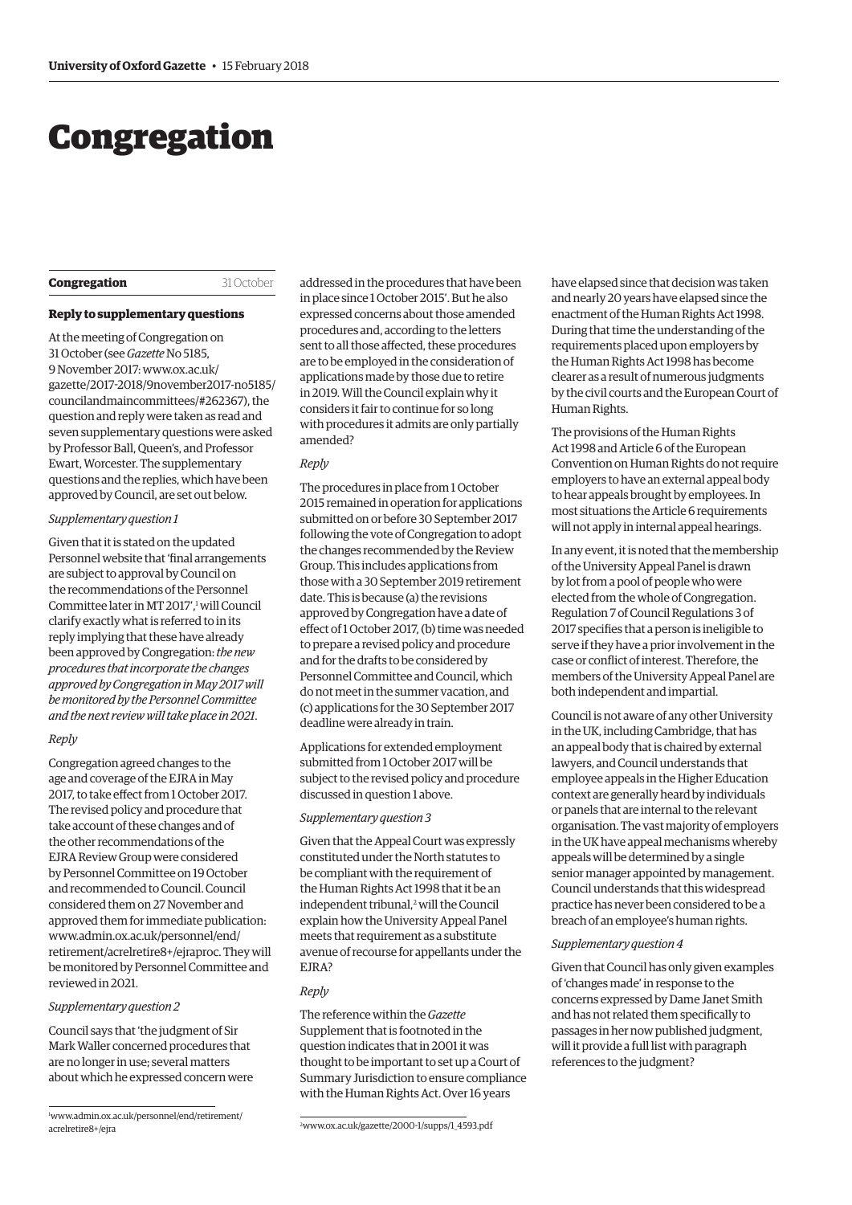# Congregation

**Congregation** 31 October

### Reply to supplementary questions

At the meeting of Congregation on 31 October (see *Gazette* No 5185, 9 November 2017: www.ox.ac.uk/gazette/2017-2018/9november2017-no5185/councilandmaincommittees/#262367), the question and reply were taken as read and seven supplementary questions were asked by Professor Ball, Queen's, and Professor Ewart, Worcester. The supplementary questions and the replies, which have been approved by Council, are set out below.

*Supplementary question 1*

Given that it is stated on the updated Personnel website that 'final arrangements are subject to approval by Council on the recommendations of the Personnel Committee later in MT 2017',[1] will Council clarify exactly what is referred to in its reply implying that these have already been approved by Congregation: *the new procedures that incorporate the changes approved by Congregation in May 2017 will be monitored by the Personnel Committee and the next review will take place in 2021*.

*Reply*

Congregation agreed changes to the age and coverage of the EJRA in May 2017, to take effect from 1 October 2017. The revised policy and procedure that take account of these changes and of the other recommendations of the EJRA Review Group were considered by Personnel Committee on 19 October and recommended to Council. Council considered them on 27 November and approved them for immediate publication: www.admin.ox.ac.uk/personnel/end/retirement/acrelretire8+/ejraproc. They will be monitored by Personnel Committee and reviewed in 2021.

*Supplementary question 2*

Council says that 'the judgment of Sir Mark Waller concerned procedures that are no longer in use; several matters about which he expressed concern were addressed in the procedures that have been in place since 1 October 2015'. But he also expressed concerns about those amended procedures and, according to the letters sent to all those affected, these procedures are to be employed in the consideration of applications made by those due to retire in 2019. Will the Council explain why it considers it fair to continue for so long with procedures it admits are only partially amended?

*Reply*

The procedures in place from 1 October 2015 remained in operation for applications submitted on or before 30 September 2017 following the vote of Congregation to adopt the changes recommended by the Review Group. This includes applications from those with a 30 September 2019 retirement date. This is because (a) the revisions approved by Congregation have a date of effect of 1 October 2017, (b) time was needed to prepare a revised policy and procedure and for the drafts to be considered by Personnel Committee and Council, which do not meet in the summer vacation, and (c) applications for the 30 September 2017 deadline were already in train.

Applications for extended employment submitted from 1 October 2017 will be subject to the revised policy and procedure discussed in question 1 above.

*Supplementary question 3*

Given that the Appeal Court was expressly constituted under the North statutes to be compliant with the requirement of the Human Rights Act 1998 that it be an independent tribunal,[2] will the Council explain how the University Appeal Panel meets that requirement as a substitute avenue of recourse for appellants under the EJRA?

*Reply*

The reference within the *Gazette* Supplement that is footnoted in the question indicates that in 2001 it was thought to be important to set up a Court of Summary Jurisdiction to ensure compliance with the Human Rights Act. Over 16 years have elapsed since that decision was taken and nearly 20 years have elapsed since the enactment of the Human Rights Act 1998. During that time the understanding of the requirements placed upon employers by the Human Rights Act 1998 has become clearer as a result of numerous judgments by the civil courts and the European Court of Human Rights.

The provisions of the Human Rights Act 1998 and Article 6 of the European Convention on Human Rights do not require employers to have an external appeal body to hear appeals brought by employees. In most situations the Article 6 requirements will not apply in internal appeal hearings.

In any event, it is noted that the membership of the University Appeal Panel is drawn by lot from a pool of people who were elected from the whole of Congregation. Regulation 7 of Council Regulations 3 of 2017 specifies that a person is ineligible to serve if they have a prior involvement in the case or conflict of interest. Therefore, the members of the University Appeal Panel are both independent and impartial.

Council is not aware of any other University in the UK, including Cambridge, that has an appeal body that is chaired by external lawyers, and Council understands that employee appeals in the Higher Education context are generally heard by individuals or panels that are internal to the relevant organisation. The vast majority of employers in the UK have appeal mechanisms whereby appeals will be determined by a single senior manager appointed by management. Council understands that this widespread practice has never been considered to be a breach of an employee's human rights.

*Supplementary question 4*

Given that Council has only given examples of 'changes made' in response to the concerns expressed by Dame Janet Smith and has not related them specifically to passages in her now published judgment, will it provide a full list with paragraph references to the judgment?

---

[1] www.admin.ox.ac.uk/personnel/end/retirement/acrelretire8+/ejra

[2] www.ox.ac.uk/gazette/2000-1/supps/1_4593.pdf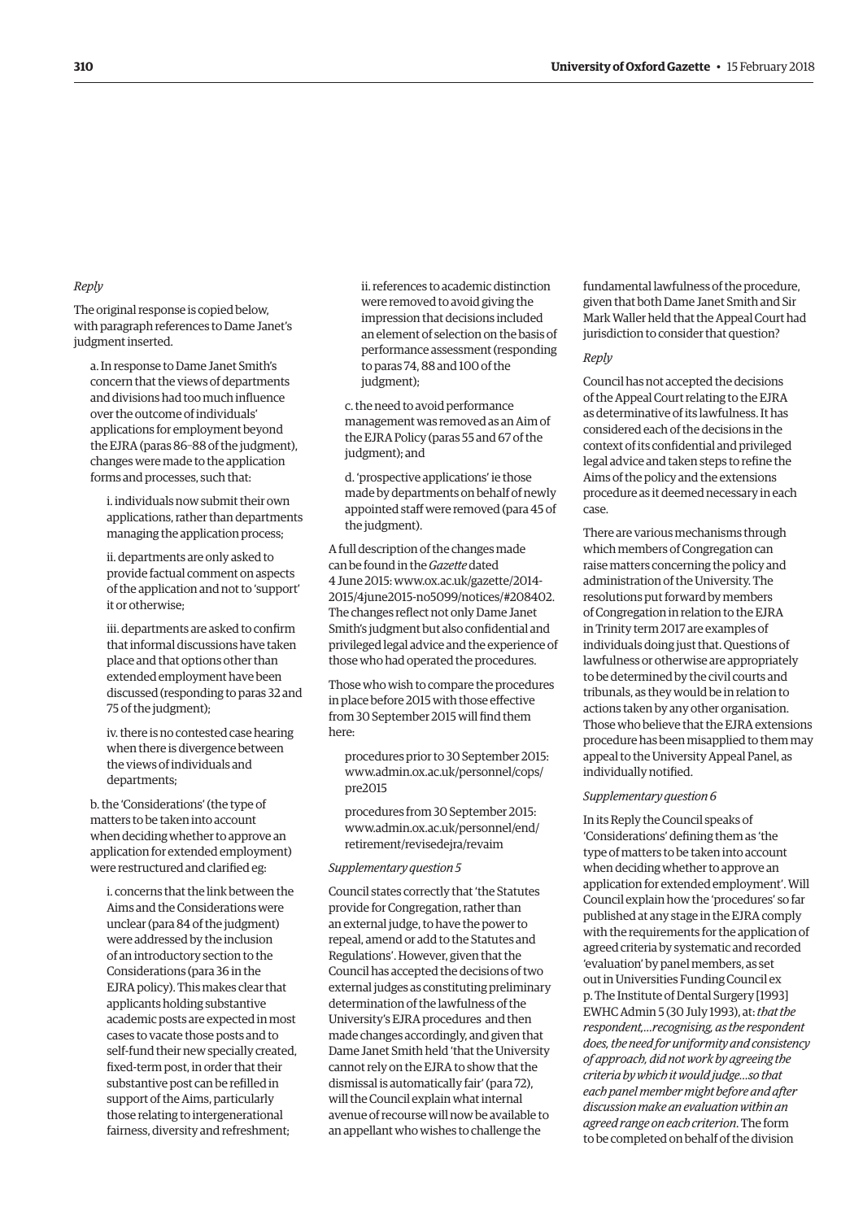*Reply*

The original response is copied below, with paragraph references to Dame Janet's judgment inserted.

a. In response to Dame Janet Smith's concern that the views of departments and divisions had too much influence over the outcome of individuals' applications for employment beyond the EJRA (paras 86–88 of the judgment), changes were made to the application forms and processes, such that:

i. individuals now submit their own applications, rather than departments managing the application process;

ii. departments are only asked to provide factual comment on aspects of the application and not to 'support' it or otherwise;

iii. departments are asked to confirm that informal discussions have taken place and that options other than extended employment have been discussed (responding to paras 32 and 75 of the judgment);

iv. there is no contested case hearing when there is divergence between the views of individuals and departments;

b. the 'Considerations' (the type of matters to be taken into account when deciding whether to approve an application for extended employment) were restructured and clarified eg:

i. concerns that the link between the Aims and the Considerations were unclear (para 84 of the judgment) were addressed by the inclusion of an introductory section to the Considerations (para 36 in the EJRA policy). This makes clear that applicants holding substantive academic posts are expected in most cases to vacate those posts and to self-fund their new specially created, fixed-term post, in order that their substantive post can be refilled in support of the Aims, particularly those relating to intergenerational fairness, diversity and refreshment;

ii. references to academic distinction were removed to avoid giving the impression that decisions included an element of selection on the basis of performance assessment (responding to paras 74, 88 and 100 of the judgment);

c. the need to avoid performance management was removed as an Aim of the EJRA Policy (paras 55 and 67 of the judgment); and

d. 'prospective applications' ie those made by departments on behalf of newly appointed staff were removed (para 45 of the judgment).

A full description of the changes made can be found in the *Gazette* dated 4 June 2015: www.ox.ac.uk/gazette/2014-2015/4june2015-no5099/notices/#208402. The changes reflect not only Dame Janet Smith's judgment but also confidential and privileged legal advice and the experience of those who had operated the procedures.

Those who wish to compare the procedures in place before 2015 with those effective from 30 September 2015 will find them here:

procedures prior to 30 September 2015: www.admin.ox.ac.uk/personnel/cops/pre2015

procedures from 30 September 2015: www.admin.ox.ac.uk/personnel/end/retirement/revisedejra/revaim

*Supplementary question 5*

Council states correctly that 'the Statutes provide for Congregation, rather than an external judge, to have the power to repeal, amend or add to the Statutes and Regulations'. However, given that the Council has accepted the decisions of two external judges as constituting preliminary determination of the lawfulness of the University's EJRA procedures and then made changes accordingly, and given that Dame Janet Smith held 'that the University cannot rely on the EJRA to show that the dismissal is automatically fair' (para 72), will the Council explain what internal avenue of recourse will now be available to an appellant who wishes to challenge the fundamental lawfulness of the procedure, given that both Dame Janet Smith and Sir Mark Waller held that the Appeal Court had jurisdiction to consider that question?

*Reply*

Council has not accepted the decisions of the Appeal Court relating to the EJRA as determinative of its lawfulness. It has considered each of the decisions in the context of its confidential and privileged legal advice and taken steps to refine the Aims of the policy and the extensions procedure as it deemed necessary in each case.

There are various mechanisms through which members of Congregation can raise matters concerning the policy and administration of the University. The resolutions put forward by members of Congregation in relation to the EJRA in Trinity term 2017 are examples of individuals doing just that. Questions of lawfulness or otherwise are appropriately to be determined by the civil courts and tribunals, as they would be in relation to actions taken by any other organisation. Those who believe that the EJRA extensions procedure has been misapplied to them may appeal to the University Appeal Panel, as individually notified.

*Supplementary question 6*

In its Reply the Council speaks of 'Considerations' defining them as 'the type of matters to be taken into account when deciding whether to approve an application for extended employment'. Will Council explain how the 'procedures' so far published at any stage in the EJRA comply with the requirements for the application of agreed criteria by systematic and recorded 'evaluation' by panel members, as set out in Universities Funding Council ex p. The Institute of Dental Surgery [1993] EWHC Admin 5 (30 July 1993), at: *that the respondent,…recognising, as the respondent does, the need for uniformity and consistency of approach, did not work by agreeing the criteria by which it would judge…so that each panel member might before and after discussion make an evaluation within an agreed range on each criterion*. The form to be completed on behalf of the division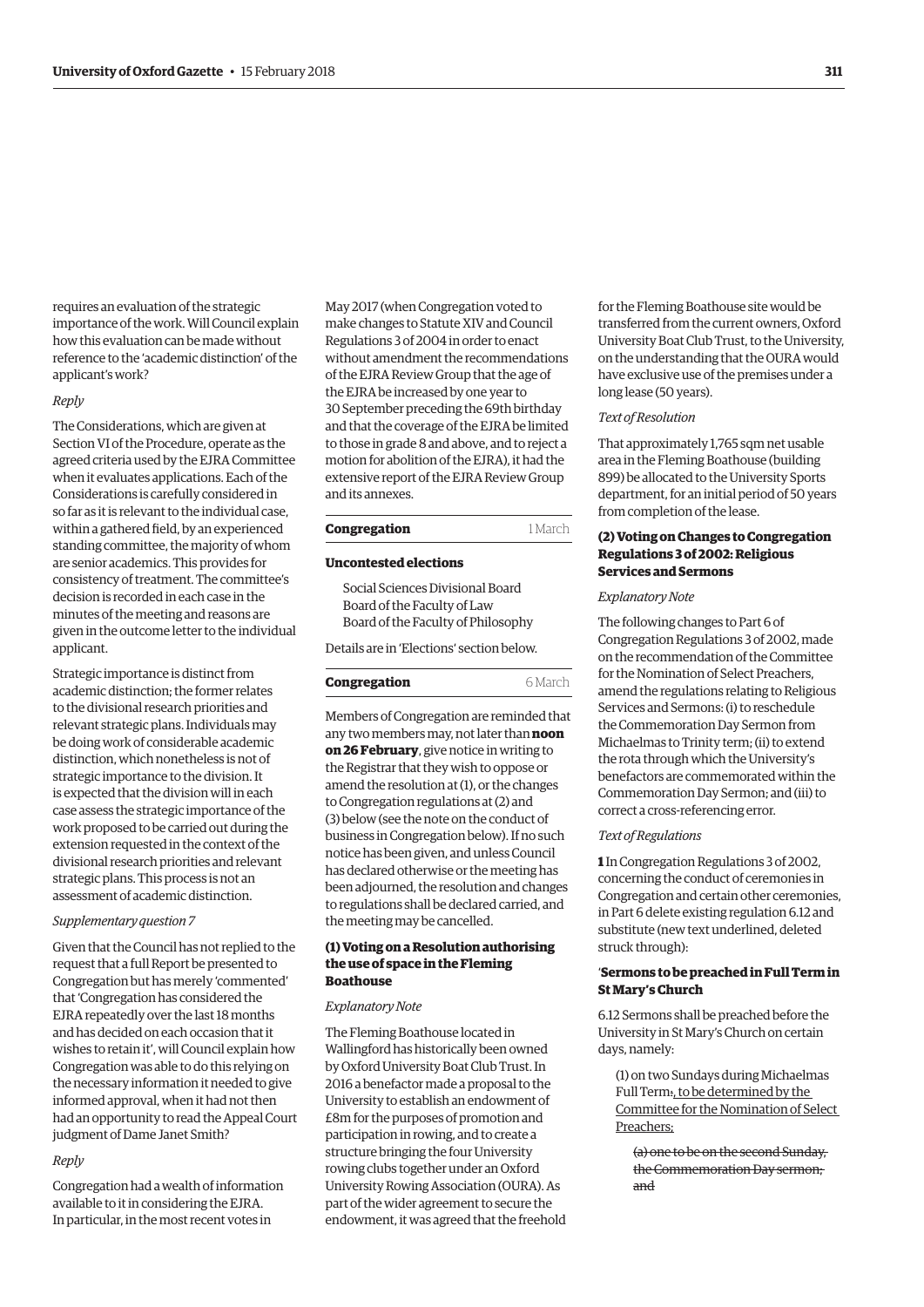requires an evaluation of the strategic importance of the work. Will Council explain how this evaluation can be made without reference to the 'academic distinction' of the applicant's work?

*Reply*

The Considerations, which are given at Section VI of the Procedure, operate as the agreed criteria used by the EJRA Committee when it evaluates applications. Each of the Considerations is carefully considered in so far as it is relevant to the individual case, within a gathered field, by an experienced standing committee, the majority of whom are senior academics. This provides for consistency of treatment. The committee's decision is recorded in each case in the minutes of the meeting and reasons are given in the outcome letter to the individual applicant.

Strategic importance is distinct from academic distinction; the former relates to the divisional research priorities and relevant strategic plans. Individuals may be doing work of considerable academic distinction, which nonetheless is not of strategic importance to the division. It is expected that the division will in each case assess the strategic importance of the work proposed to be carried out during the extension requested in the context of the divisional research priorities and relevant strategic plans. This process is not an assessment of academic distinction.

*Supplementary question 7*

Given that the Council has not replied to the request that a full Report be presented to Congregation but has merely 'commented' that 'Congregation has considered the EJRA repeatedly over the last 18 months and has decided on each occasion that it wishes to retain it', will Council explain how Congregation was able to do this relying on the necessary information it needed to give informed approval, when it had not then had an opportunity to read the Appeal Court judgment of Dame Janet Smith?

*Reply*

Congregation had a wealth of information available to it in considering the EJRA. In particular, in the most recent votes in May 2017 (when Congregation voted to make changes to Statute XIV and Council Regulations 3 of 2004 in order to enact without amendment the recommendations of the EJRA Review Group that the age of the EJRA be increased by one year to 30 September preceding the 69th birthday and that the coverage of the EJRA be limited to those in grade 8 and above, and to reject a motion for abolition of the EJRA), it had the extensive report of the EJRA Review Group and its annexes.

**Congregation** 1 March

**Uncontested elections**

Social Sciences Divisional Board
Board of the Faculty of Law
Board of the Faculty of Philosophy

Details are in 'Elections' section below.

**Congregation** 6 March

Members of Congregation are reminded that any two members may, not later than **noon on 26 February**, give notice in writing to the Registrar that they wish to oppose or amend the resolution at (1), or the changes to Congregation regulations at (2) and (3) below (see the note on the conduct of business in Congregation below). If no such notice has been given, and unless Council has declared otherwise or the meeting has been adjourned, the resolution and changes to regulations shall be declared carried, and the meeting may be cancelled.

**(1) Voting on a Resolution authorising the use of space in the Fleming Boathouse**

*Explanatory Note*

The Fleming Boathouse located in Wallingford has historically been owned by Oxford University Boat Club Trust. In 2016 a benefactor made a proposal to the University to establish an endowment of £8m for the purposes of promotion and participation in rowing, and to create a structure bringing the four University rowing clubs together under an Oxford University Rowing Association (OURA). As part of the wider agreement to secure the endowment, it was agreed that the freehold for the Fleming Boathouse site would be transferred from the current owners, Oxford University Boat Club Trust, to the University, on the understanding that the OURA would have exclusive use of the premises under a long lease (50 years).

*Text of Resolution*

That approximately 1,765 sqm net usable area in the Fleming Boathouse (building 899) be allocated to the University Sports department, for an initial period of 50 years from completion of the lease.

**(2) Voting on Changes to Congregation Regulations 3 of 2002: Religious Services and Sermons**

*Explanatory Note*

The following changes to Part 6 of Congregation Regulations 3 of 2002, made on the recommendation of the Committee for the Nomination of Select Preachers, amend the regulations relating to Religious Services and Sermons: (i) to reschedule the Commemoration Day Sermon from Michaelmas to Trinity term; (ii) to extend the rota through which the University's benefactors are commemorated within the Commemoration Day Sermon; and (iii) to correct a cross-referencing error.

*Text of Regulations*

**1** In Congregation Regulations 3 of 2002, concerning the conduct of ceremonies in Congregation and certain other ceremonies, in Part 6 delete existing regulation 6.12 and substitute (new text underlined, deleted struck through):

'**Sermons to be preached in Full Term in St Mary's Church**

6.12 Sermons shall be preached before the University in St Mary's Church on certain days, namely:

(1) on two Sundays during Michaelmas Full Term~~:~~<u>, to be determined by the Committee for the Nomination of Select Preachers;</u>

~~(a) one to be on the second Sunday, the Commemoration Day sermon, and~~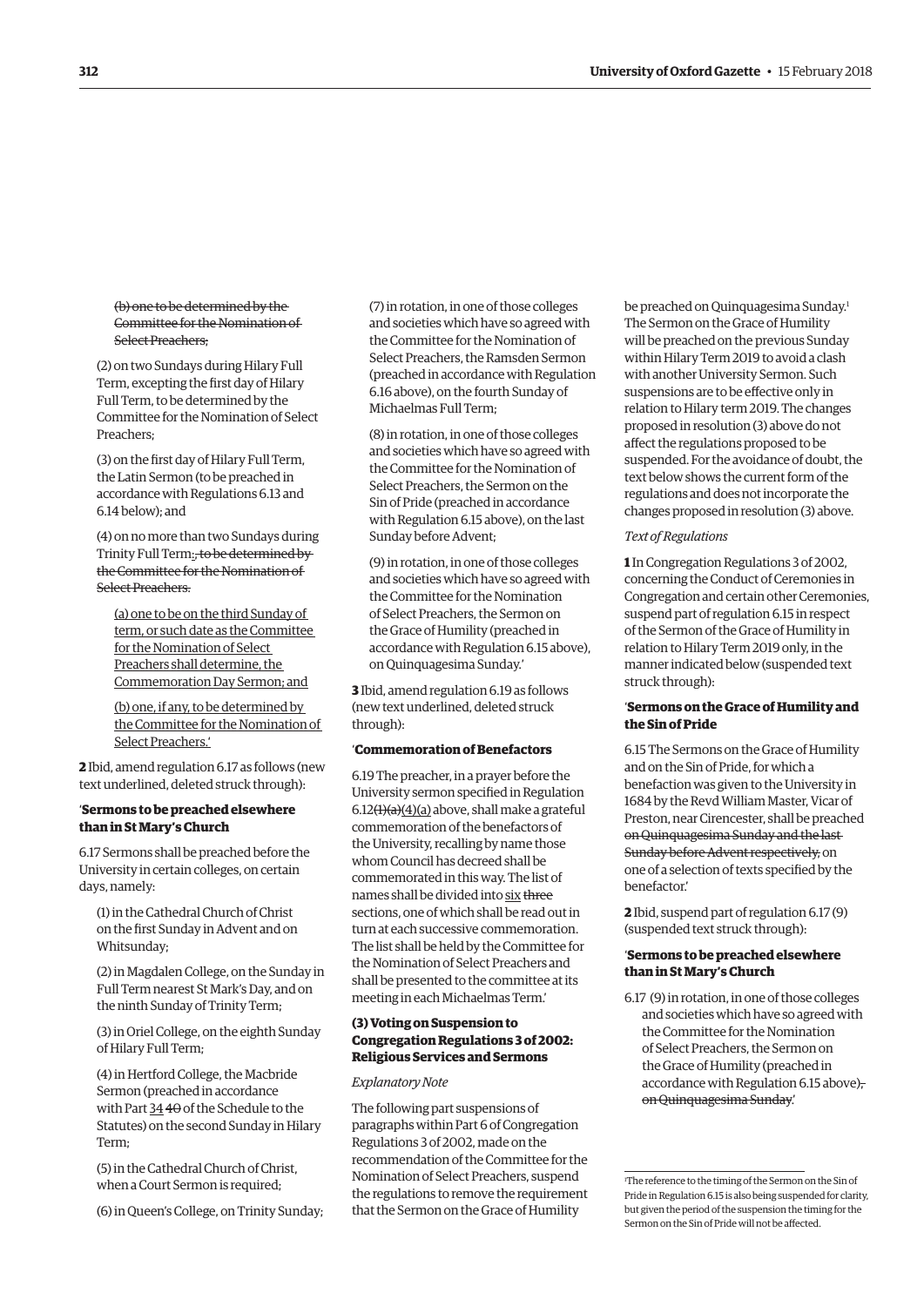~~(b) one to be determined by the Committee for the Nomination of Select Preachers;~~

(2) on two Sundays during Hilary Full Term, excepting the first day of Hilary Full Term, to be determined by the Committee for the Nomination of Select Preachers;

(3) on the first day of Hilary Full Term, the Latin Sermon (to be preached in accordance with Regulations 6.13 and 6.14 below); and

(4) on no more than two Sundays during Trinity Full Term:~~, to be determined by the Committee for the Nomination of Select Preachers.~~

<u>(a) one to be on the third Sunday of term, or such date as the Committee for the Nomination of Select Preachers shall determine, the Commemoration Day Sermon; and</u>

<u>(b) one, if any, to be determined by the Committee for the Nomination of Select Preachers.</u>'

**2** Ibid, amend regulation 6.17 as follows (new text underlined, deleted struck through):

'**Sermons to be preached elsewhere than in St Mary's Church**

6.17 Sermons shall be preached before the University in certain colleges, on certain days, namely:

(1) in the Cathedral Church of Christ on the first Sunday in Advent and on Whitsunday;

(2) in Magdalen College, on the Sunday in Full Term nearest St Mark's Day, and on the ninth Sunday of Trinity Term;

(3) in Oriel College, on the eighth Sunday of Hilary Full Term;

(4) in Hertford College, the Macbride Sermon (preached in accordance with Part <u>34</u> ~~40~~ of the Schedule to the Statutes) on the second Sunday in Hilary Term;

(5) in the Cathedral Church of Christ, when a Court Sermon is required;

(6) in Queen's College, on Trinity Sunday;

(7) in rotation, in one of those colleges and societies which have so agreed with the Committee for the Nomination of Select Preachers, the Ramsden Sermon (preached in accordance with Regulation 6.16 above), on the fourth Sunday of Michaelmas Full Term;

(8) in rotation, in one of those colleges and societies which have so agreed with the Committee for the Nomination of Select Preachers, the Sermon on the Sin of Pride (preached in accordance with Regulation 6.15 above), on the last Sunday before Advent;

(9) in rotation, in one of those colleges and societies which have so agreed with the Committee for the Nomination of Select Preachers, the Sermon on the Grace of Humility (preached in accordance with Regulation 6.15 above), on Quinquagesima Sunday.'

**3** Ibid, amend regulation 6.19 as follows (new text underlined, deleted struck through):

'**Commemoration of Benefactors**

6.19 The preacher, in a prayer before the University sermon specified in Regulation 6.12~~(1)(a)~~<u>(4)(a)</u> above, shall make a grateful commemoration of the benefactors of the University, recalling by name those whom Council has decreed shall be commemorated in this way. The list of names shall be divided into <u>six</u> ~~three~~ sections, one of which shall be read out in turn at each successive commemoration. The list shall be held by the Committee for the Nomination of Select Preachers and shall be presented to the committee at its meeting in each Michaelmas Term.'

### (3) Voting on Suspension to Congregation Regulations 3 of 2002: Religious Services and Sermons

*Explanatory Note*

The following part suspensions of paragraphs within Part 6 of Congregation Regulations 3 of 2002, made on the recommendation of the Committee for the Nomination of Select Preachers, suspend the regulations to remove the requirement that the Sermon on the Grace of Humility be preached on Quinquagesima Sunday.[1] The Sermon on the Grace of Humility will be preached on the previous Sunday within Hilary Term 2019 to avoid a clash with another University Sermon. Such suspensions are to be effective only in relation to Hilary term 2019. The changes proposed in resolution (3) above do not affect the regulations proposed to be suspended. For the avoidance of doubt, the text below shows the current form of the regulations and does not incorporate the changes proposed in resolution (3) above.

*Text of Regulations*

**1** In Congregation Regulations 3 of 2002, concerning the Conduct of Ceremonies in Congregation and certain other Ceremonies, suspend part of regulation 6.15 in respect of the Sermon of the Grace of Humility in relation to Hilary Term 2019 only, in the manner indicated below (suspended text struck through):

'**Sermons on the Grace of Humility and the Sin of Pride**

6.15 The Sermons on the Grace of Humility and on the Sin of Pride, for which a benefaction was given to the University in 1684 by the Revd William Master, Vicar of Preston, near Cirencester, shall be preached ~~on Quinquagesima Sunday and the last Sunday before Advent respectively,~~ on one of a selection of texts specified by the benefactor.'

**2** Ibid, suspend part of regulation 6.17 (9) (suspended text struck through):

'**Sermons to be preached elsewhere than in St Mary's Church**

6.17 (9) in rotation, in one of those colleges and societies which have so agreed with the Committee for the Nomination of Select Preachers, the Sermon on the Grace of Humility (preached in accordance with Regulation 6.15 above)~~, on Quinquagesima Sunday~~.'

---

[1] The reference to the timing of the Sermon on the Sin of Pride in Regulation 6.15 is also being suspended for clarity, but given the period of the suspension the timing for the Sermon on the Sin of Pride will not be affected.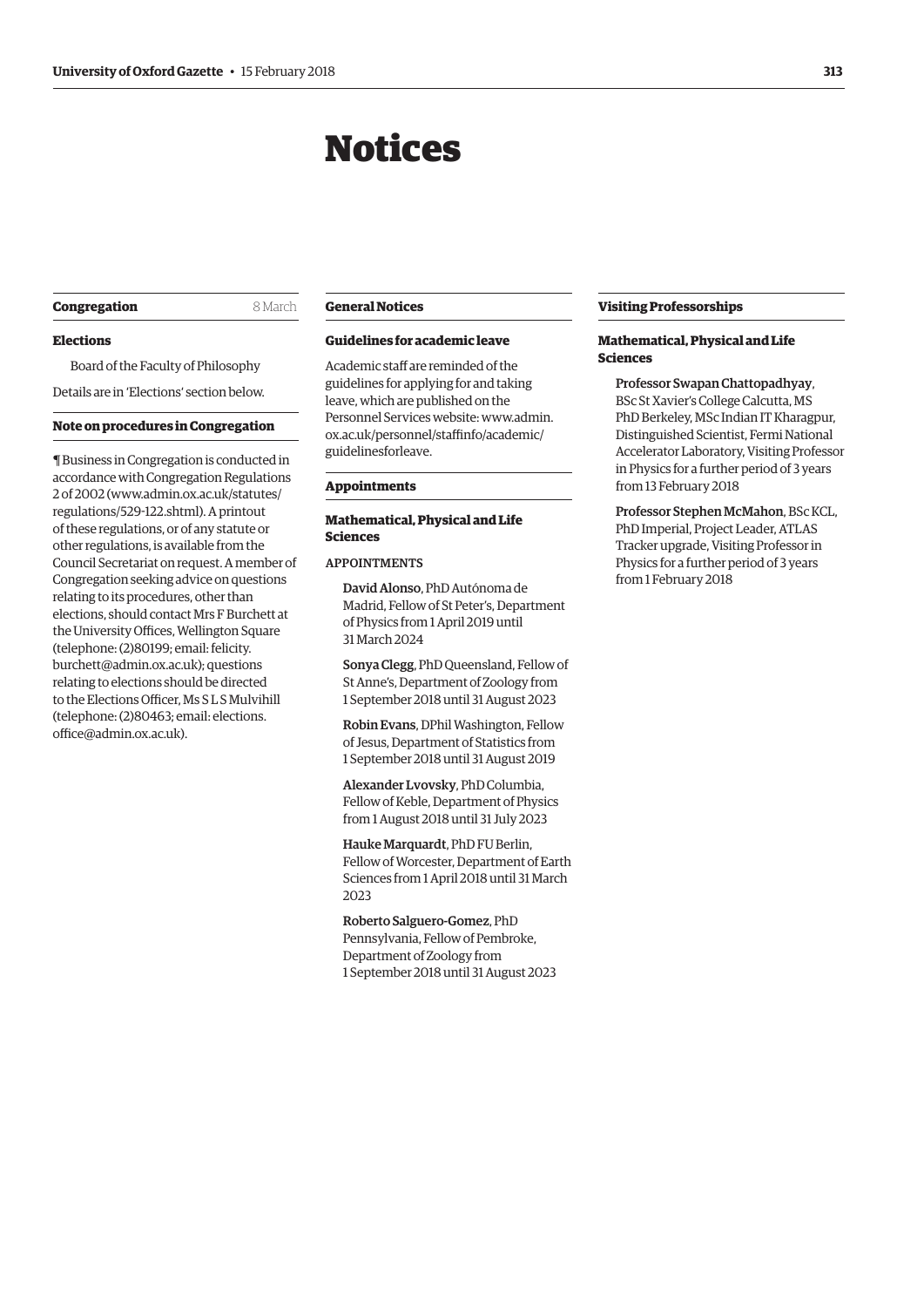# Notices

## Congregation

8 March

### Elections

Board of the Faculty of Philosophy

Details are in 'Elections' section below.

### Note on procedures in Congregation

¶ Business in Congregation is conducted in accordance with Congregation Regulations 2 of 2002 (www.admin.ox.ac.uk/statutes/regulations/529-122.shtml). A printout of these regulations, or of any statute or other regulations, is available from the Council Secretariat on request. A member of Congregation seeking advice on questions relating to its procedures, other than elections, should contact Mrs F Burchett at the University Offices, Wellington Square (telephone: (2)80199; email: felicity.burchett@admin.ox.ac.uk); questions relating to elections should be directed to the Elections Officer, Ms S L S Mulvihill (telephone: (2)80463; email: elections.office@admin.ox.ac.uk).

## General Notices

### Guidelines for academic leave

Academic staff are reminded of the guidelines for applying for and taking leave, which are published on the Personnel Services website: www.admin.ox.ac.uk/personnel/staffinfo/academic/guidelinesforleave.

## Appointments

### Mathematical, Physical and Life Sciences

APPOINTMENTS

**David Alonso**, PhD Autónoma de Madrid, Fellow of St Peter's, Department of Physics from 1 April 2019 until 31 March 2024

**Sonya Clegg**, PhD Queensland, Fellow of St Anne's, Department of Zoology from 1 September 2018 until 31 August 2023

**Robin Evans**, DPhil Washington, Fellow of Jesus, Department of Statistics from 1 September 2018 until 31 August 2019

**Alexander Lvovsky**, PhD Columbia, Fellow of Keble, Department of Physics from 1 August 2018 until 31 July 2023

**Hauke Marquardt**, PhD FU Berlin, Fellow of Worcester, Department of Earth Sciences from 1 April 2018 until 31 March 2023

**Roberto Salguero-Gomez**, PhD Pennsylvania, Fellow of Pembroke, Department of Zoology from 1 September 2018 until 31 August 2023

## Visiting Professorships

### Mathematical, Physical and Life Sciences

**Professor Swapan Chattopadhyay**, BSc St Xavier's College Calcutta, MS PhD Berkeley, MSc Indian IT Kharagpur, Distinguished Scientist, Fermi National Accelerator Laboratory, Visiting Professor in Physics for a further period of 3 years from 13 February 2018

**Professor Stephen McMahon**, BSc KCL, PhD Imperial, Project Leader, ATLAS Tracker upgrade, Visiting Professor in Physics for a further period of 3 years from 1 February 2018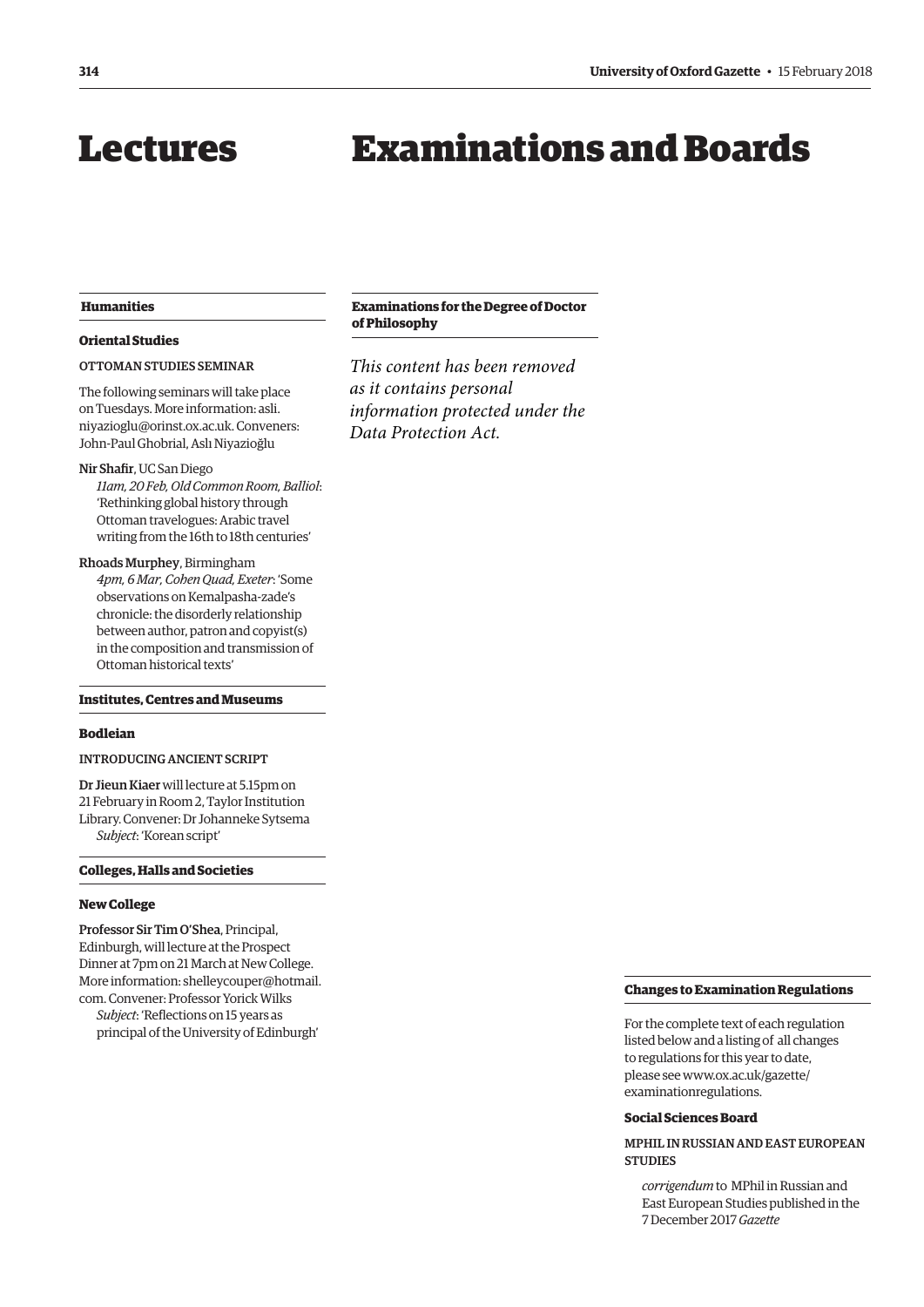# Lectures

## Humanities

### Oriental Studies

#### OTTOMAN STUDIES SEMINAR

The following seminars will take place on Tuesdays. More information: asli.niyazioglu@orinst.ox.ac.uk. Conveners: John-Paul Ghobrial, Aslı Niyazioğlu

**Nir Shafir**, UC San Diego
*11am, 20 Feb, Old Common Room, Balliol*: 'Rethinking global history through Ottoman travelogues: Arabic travel writing from the 16th to 18th centuries'

**Rhoads Murphey**, Birmingham
*4pm, 6 Mar, Cohen Quad, Exeter*: 'Some observations on Kemalpasha-zade's chronicle: the disorderly relationship between author, patron and copyist(s) in the composition and transmission of Ottoman historical texts'

## Institutes, Centres and Museums

### Bodleian

#### INTRODUCING ANCIENT SCRIPT

**Dr Jieun Kiaer** will lecture at 5.15pm on 21 February in Room 2, Taylor Institution Library. Convener: Dr Johanneke Sytsema
*Subject*: 'Korean script'

## Colleges, Halls and Societies

### New College

**Professor Sir Tim O'Shea**, Principal, Edinburgh, will lecture at the Prospect Dinner at 7pm on 21 March at New College. More information: shelleycouper@hotmail.com. Convener: Professor Yorick Wilks
*Subject*: 'Reflections on 15 years as principal of the University of Edinburgh'

# Examinations and Boards

## Examinations for the Degree of Doctor of Philosophy

*This content has been removed as it contains personal information protected under the Data Protection Act.*

## Changes to Examination Regulations

For the complete text of each regulation listed below and a listing of all changes to regulations for this year to date, please see www.ox.ac.uk/gazette/examinationregulations.

### Social Sciences Board

#### MPHIL IN RUSSIAN AND EAST EUROPEAN STUDIES

*corrigendum* to MPhil in Russian and East European Studies published in the 7 December 2017 *Gazette*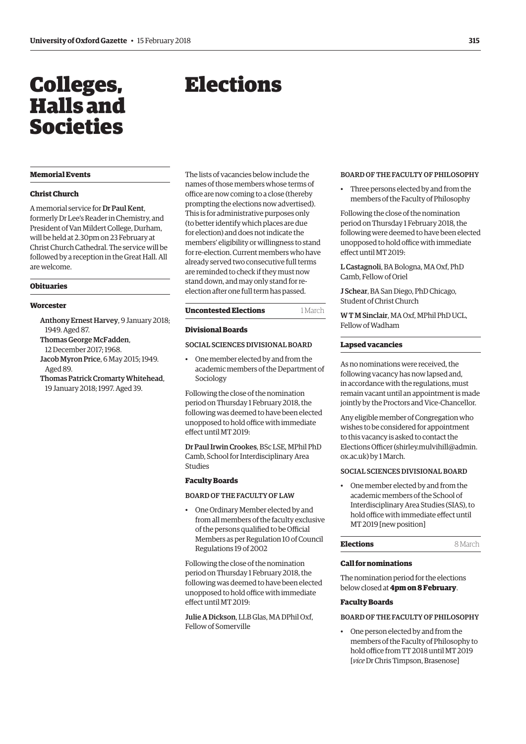# Colleges, Halls and Societies

## Memorial Events

### Christ Church

A memorial service for **Dr Paul Kent**, formerly Dr Lee's Reader in Chemistry, and President of Van Mildert College, Durham, will be held at 2.30pm on 23 February at Christ Church Cathedral. The service will be followed by a reception in the Great Hall. All are welcome.

## Obituaries

### Worcester

**Anthony Ernest Harvey**, 9 January 2018; 1949. Aged 87.
**Thomas George McFadden**, 12 December 2017; 1968.
**Jacob Myron Price**, 6 May 2015; 1949. Aged 89.
**Thomas Patrick Cromarty Whitehead**, 19 January 2018; 1997. Aged 39.

# Elections

The lists of vacancies below include the names of those members whose terms of office are now coming to a close (thereby prompting the elections now advertised). This is for administrative purposes only (to better identify which places are due for election) and does not indicate the members' eligibility or willingness to stand for re-election. Current members who have already served two consecutive full terms are reminded to check if they must now stand down, and may only stand for re-election after one full term has passed.

## Uncontested Elections — 1 March

### Divisional Boards

#### SOCIAL SCIENCES DIVISIONAL BOARD

- One member elected by and from the academic members of the Department of Sociology

Following the close of the nomination period on Thursday 1 February 2018, the following was deemed to have been elected unopposed to hold office with immediate effect until MT 2019:

**Dr Paul Irwin Crookes**, BSc LSE, MPhil PhD Camb, School for Interdisciplinary Area Studies

### Faculty Boards

#### BOARD OF THE FACULTY OF LAW

- One Ordinary Member elected by and from all members of the faculty exclusive of the persons qualified to be Official Members as per Regulation 10 of Council Regulations 19 of 2002

Following the close of the nomination period on Thursday 1 February 2018, the following was deemed to have been elected unopposed to hold office with immediate effect until MT 2019:

**Julie A Dickson**, LLB Glas, MA DPhil Oxf, Fellow of Somerville

#### BOARD OF THE FACULTY OF PHILOSOPHY

- Three persons elected by and from the members of the Faculty of Philosophy

Following the close of the nomination period on Thursday 1 February 2018, the following were deemed to have been elected unopposed to hold office with immediate effect until MT 2019:

**L Castagnoli**, BA Bologna, MA Oxf, PhD Camb, Fellow of Oriel

**J Schear**, BA San Diego, PhD Chicago, Student of Christ Church

**W T M Sinclair**, MA Oxf, MPhil PhD UCL, Fellow of Wadham

## Lapsed vacancies

As no nominations were received, the following vacancy has now lapsed and, in accordance with the regulations, must remain vacant until an appointment is made jointly by the Proctors and Vice-Chancellor.

Any eligible member of Congregation who wishes to be considered for appointment to this vacancy is asked to contact the Elections Officer (shirley.mulvihill@admin.ox.ac.uk) by 1 March.

#### SOCIAL SCIENCES DIVISIONAL BOARD

- One member elected by and from the academic members of the School of Interdisciplinary Area Studies (SIAS), to hold office with immediate effect until MT 2019 [new position]

## Elections — 8 March

### Call for nominations

The nomination period for the elections below closed at **4pm on 8 February**.

### Faculty Boards

#### BOARD OF THE FACULTY OF PHILOSOPHY

- One person elected by and from the members of the Faculty of Philosophy to hold office from TT 2018 until MT 2019 [*vice* Dr Chris Timpson, Brasenose]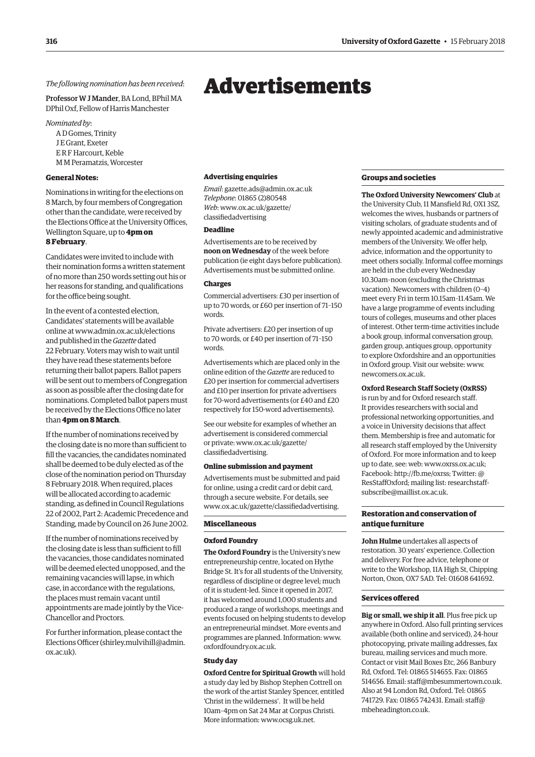*The following nomination has been received*:

Professor W J Mander, BA Lond, BPhil MA DPhil Oxf, Fellow of Harris Manchester

*Nominated by*:

A D Gomes, Trinity
J E Grant, Exeter
E R F Harcourt, Keble
M M Peramatzis, Worcester

**General Notes:**

Nominations in writing for the elections on 8 March, by four members of Congregation other than the candidate, were received by the Elections Office at the University Offices, Wellington Square, up to **4pm on 8 February**.

Candidates were invited to include with their nomination forms a written statement of no more than 250 words setting out his or her reasons for standing, and qualifications for the office being sought.

In the event of a contested election, Candidates' statements will be available online at www.admin.ox.ac.uk/elections and published in the *Gazette* dated 22 February. Voters may wish to wait until they have read these statements before returning their ballot papers. Ballot papers will be sent out to members of Congregation as soon as possible after the closing date for nominations. Completed ballot papers must be received by the Elections Office no later than **4pm on 8 March**.

If the number of nominations received by the closing date is no more than sufficient to fill the vacancies, the candidates nominated shall be deemed to be duly elected as of the close of the nomination period on Thursday 8 February 2018. When required, places will be allocated according to academic standing, as defined in Council Regulations 22 of 2002, Part 2: Academic Precedence and Standing, made by Council on 26 June 2002.

If the number of nominations received by the closing date is less than sufficient to fill the vacancies, those candidates nominated will be deemed elected unopposed, and the remaining vacancies will lapse, in which case, in accordance with the regulations, the places must remain vacant until appointments are made jointly by the Vice-Chancellor and Proctors.

For further information, please contact the Elections Officer (shirley.mulvihill@admin.ox.ac.uk).

# Advertisements

### Advertising enquiries

*Email*: gazette.ads@admin.ox.ac.uk
*Telephone*: 01865 (2)80548
*Web*: www.ox.ac.uk/gazette/classifiedadvertising

### Deadline

Advertisements are to be received by **noon on Wednesday** of the week before publication (ie eight days before publication). Advertisements must be submitted online.

### Charges

Commercial advertisers: £30 per insertion of up to 70 words, or £60 per insertion of 71–150 words.

Private advertisers: £20 per insertion of up to 70 words, or £40 per insertion of 71–150 words.

Advertisements which are placed only in the online edition of the *Gazette* are reduced to £20 per insertion for commercial advertisers and £10 per insertion for private advertisers for 70-word advertisements (or £40 and £20 respectively for 150-word advertisements).

See our website for examples of whether an advertisement is considered commercial or private: www.ox.ac.uk/gazette/classifiedadvertising.

### Online submission and payment

Advertisements must be submitted and paid for online, using a credit card or debit card, through a secure website. For details, see www.ox.ac.uk/gazette/classifiedadvertising.

## Miscellaneous

### Oxford Foundry

**The Oxford Foundry** is the University's new entrepreneurship centre, located on Hythe Bridge St. It's for all students of the University, regardless of discipline or degree level; much of it is student-led. Since it opened in 2017, it has welcomed around 1,000 students and produced a range of workshops, meetings and events focused on helping students to develop an entrepreneurial mindset. More events and programmes are planned. Information: www.oxfordfoundry.ox.ac.uk.

### Study day

**Oxford Centre for Spiritual Growth** will hold a study day led by Bishop Stephen Cottrell on the work of the artist Stanley Spencer, entitled 'Christ in the wilderness'. It will be held 10am–4pm on Sat 24 Mar at Corpus Christi. More information: www.ocsg.uk.net.

## Groups and societies

**The Oxford University Newcomers' Club** at the University Club, 11 Mansfield Rd, OX1 3SZ, welcomes the wives, husbands or partners of visiting scholars, of graduate students and of newly appointed academic and administrative members of the University. We offer help, advice, information and the opportunity to meet others socially. Informal coffee mornings are held in the club every Wednesday 10.30am–noon (excluding the Christmas vacation). Newcomers with children (0–4) meet every Fri in term 10.15am–11.45am. We have a large programme of events including tours of colleges, museums and other places of interest. Other term-time activities include a book group, informal conversation group, garden group, antiques group, opportunity to explore Oxfordshire and an opportunities in Oxford group. Visit our website: www.newcomers.ox.ac.uk.

**Oxford Research Staff Society (OxRSS)** is run by and for Oxford research staff. It provides researchers with social and professional networking opportunities, and a voice in University decisions that affect them. Membership is free and automatic for all research staff employed by the University of Oxford. For more information and to keep up to date, see: web: www.oxrss.ox.ac.uk; Facebook: http://fb.me/oxrss; Twitter: @ResStaffOxford; mailing list: researchstaff-subscribe@maillist.ox.ac.uk.

## Restoration and conservation of antique furniture

**John Hulme** undertakes all aspects of restoration. 30 years' experience. Collection and delivery. For free advice, telephone or write to the Workshop, 11A High St, Chipping Norton, Oxon, OX7 5AD. Tel: 01608 641692.

## Services offered

**Big or small, we ship it all**. Plus free pick up anywhere in Oxford. Also full printing services available (both online and serviced), 24-hour photocopying, private mailing addresses, fax bureau, mailing services and much more. Contact or visit Mail Boxes Etc, 266 Banbury Rd, Oxford. Tel: 01865 514655. Fax: 01865 514656. Email: staff@mbesummertown.co.uk. Also at 94 London Rd, Oxford. Tel: 01865 741729. Fax: 01865 742431. Email: staff@mbeheadington.co.uk.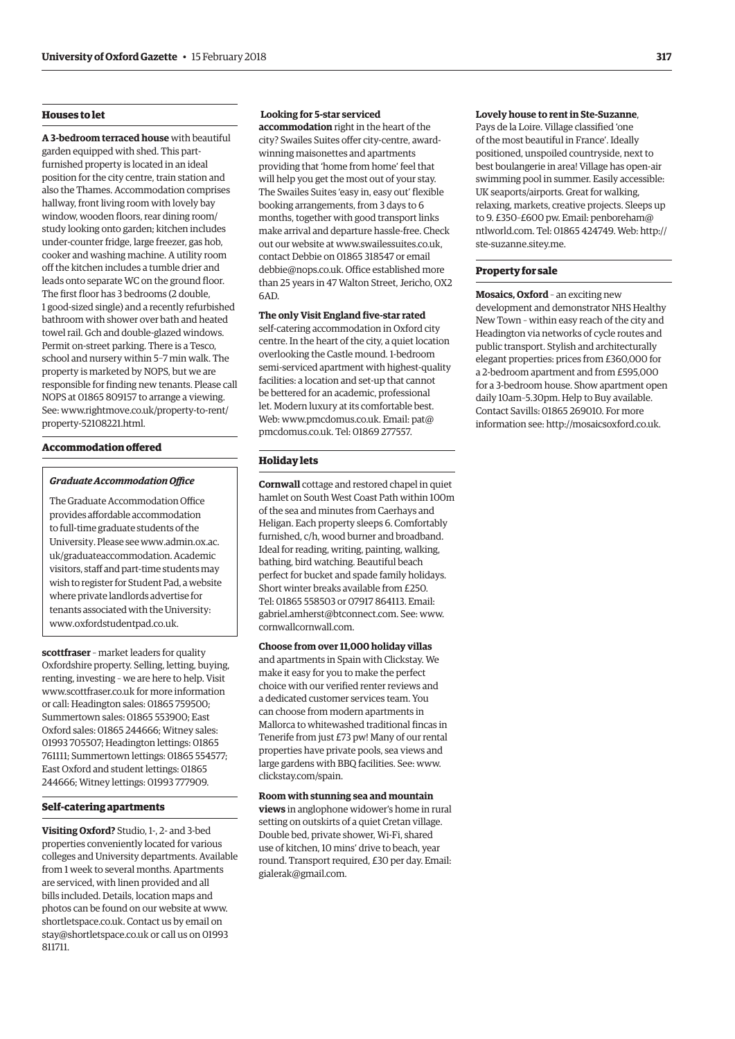## Houses to let

**A 3-bedroom terraced house** with beautiful garden equipped with shed. This part-furnished property is located in an ideal position for the city centre, train station and also the Thames. Accommodation comprises hallway, front living room with lovely bay window, wooden floors, rear dining room/study looking onto garden; kitchen includes under-counter fridge, large freezer, gas hob, cooker and washing machine. A utility room off the kitchen includes a tumble drier and leads onto separate WC on the ground floor. The first floor has 3 bedrooms (2 double, 1 good-sized single) and a recently refurbished bathroom with shower over bath and heated towel rail. Gch and double-glazed windows. Permit on-street parking. There is a Tesco, school and nursery within 5–7 min walk. The property is marketed by NOPS, but we are responsible for finding new tenants. Please call NOPS at 01865 809157 to arrange a viewing. See: www.rightmove.co.uk/property-to-rent/property-52108221.html.

## Accommodation offered

***Graduate Accommodation Office***

The Graduate Accommodation Office provides affordable accommodation to full-time graduate students of the University. Please see www.admin.ox.ac.uk/graduateaccommodation. Academic visitors, staff and part-time students may wish to register for Student Pad, a website where private landlords advertise for tenants associated with the University: www.oxfordstudentpad.co.uk.

**scottfraser** – market leaders for quality Oxfordshire property. Selling, letting, buying, renting, investing – we are here to help. Visit www.scottfraser.co.uk for more information or call: Headington sales: 01865 759500; Summertown sales: 01865 553900; East Oxford sales: 01865 244666; Witney sales: 01993 705507; Headington lettings: 01865 761111; Summertown lettings: 01865 554577; East Oxford and student lettings: 01865 244666; Witney lettings: 01993 777909.

## Self-catering apartments

**Visiting Oxford?** Studio, 1-, 2- and 3-bed properties conveniently located for various colleges and University departments. Available from 1 week to several months. Apartments are serviced, with linen provided and all bills included. Details, location maps and photos can be found on our website at www.shortletspace.co.uk. Contact us by email on stay@shortletspace.co.uk or call us on 01993 811711.

**Looking for 5-star serviced accommodation** right in the heart of the city? Swailes Suites offer city-centre, award-winning maisonettes and apartments providing that 'home from home' feel that will help you get the most out of your stay. The Swailes Suites 'easy in, easy out' flexible booking arrangements, from 3 days to 6 months, together with good transport links make arrival and departure hassle-free. Check out our website at www.swailessuites.co.uk, contact Debbie on 01865 318547 or email debbie@nops.co.uk. Office established more than 25 years in 47 Walton Street, Jericho, OX2 6AD.

**The only Visit England five-star rated** self-catering accommodation in Oxford city centre. In the heart of the city, a quiet location overlooking the Castle mound. 1-bedroom semi-serviced apartment with highest-quality facilities: a location and set-up that cannot be bettered for an academic, professional let. Modern luxury at its comfortable best. Web: www.pmcdomus.co.uk. Email: pat@pmcdomus.co.uk. Tel: 01869 277557.

## Holiday lets

**Cornwall** cottage and restored chapel in quiet hamlet on South West Coast Path within 100m of the sea and minutes from Caerhays and Heligan. Each property sleeps 6. Comfortably furnished, c/h, wood burner and broadband. Ideal for reading, writing, painting, walking, bathing, bird watching. Beautiful beach perfect for bucket and spade family holidays. Short winter breaks available from £250. Tel: 01865 558503 or 07917 864113. Email: gabriel.amherst@btconnect.com. See: www.cornwallcornwall.com.

**Choose from over 11,000 holiday villas** and apartments in Spain with Clickstay. We make it easy for you to make the perfect choice with our verified renter reviews and a dedicated customer services team. You can choose from modern apartments in Mallorca to whitewashed traditional fincas in Tenerife from just £73 pw! Many of our rental properties have private pools, sea views and large gardens with BBQ facilities. See: www.clickstay.com/spain.

**Room with stunning sea and mountain views** in anglophone widower's home in rural setting on outskirts of a quiet Cretan village. Double bed, private shower, Wi-Fi, shared use of kitchen, 10 mins' drive to beach, year round. Transport required, £30 per day. Email: gialerak@gmail.com.

**Lovely house to rent in Ste-Suzanne**, Pays de la Loire. Village classified 'one of the most beautiful in France'. Ideally positioned, unspoiled countryside, next to best boulangerie in area! Village has open-air swimming pool in summer. Easily accessible: UK seaports/airports. Great for walking, relaxing, markets, creative projects. Sleeps up to 9. £350–£600 pw. Email: penboreham@ntlworld.com. Tel: 01865 424749. Web: http://ste-suzanne.sitey.me.

## Property for sale

**Mosaics, Oxford** – an exciting new development and demonstrator NHS Healthy New Town – within easy reach of the city and Headington via networks of cycle routes and public transport. Stylish and architecturally elegant properties: prices from £360,000 for a 2-bedroom apartment and from £595,000 for a 3-bedroom house. Show apartment open daily 10am–5.30pm. Help to Buy available. Contact Savills: 01865 269010. For more information see: http://mosaicsoxford.co.uk.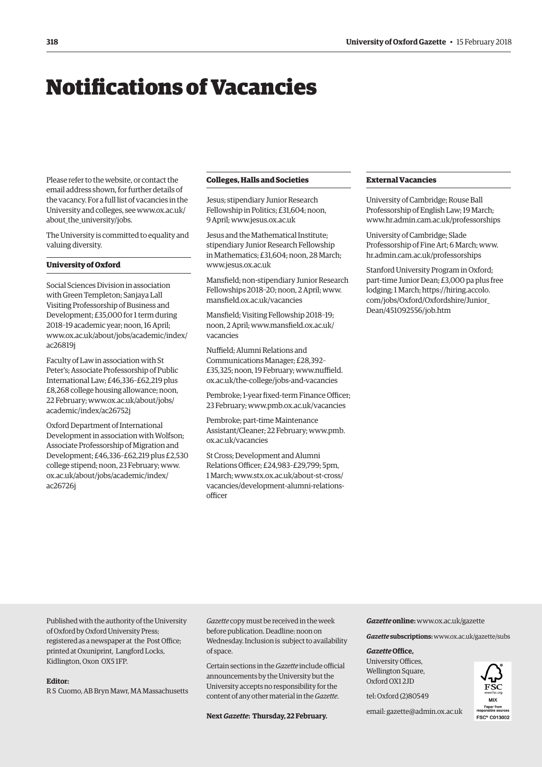# Notifications of Vacancies

Please refer to the website, or contact the email address shown, for further details of the vacancy. For a full list of vacancies in the University and colleges, see www.ox.ac.uk/about_the_university/jobs.

The University is committed to equality and valuing diversity.

### University of Oxford

Social Sciences Division in association with Green Templeton; Sanjaya Lall Visiting Professorship of Business and Development; £35,000 for 1 term during 2018–19 academic year; noon, 16 April; www.ox.ac.uk/about/jobs/academic/index/ac26819j

Faculty of Law in association with St Peter's; Associate Professorship of Public International Law; £46,336–£62,219 plus £8,268 college housing allowance; noon, 22 February; www.ox.ac.uk/about/jobs/academic/index/ac26752j

Oxford Department of International Development in association with Wolfson; Associate Professorship of Migration and Development; £46,336–£62,219 plus £2,530 college stipend; noon, 23 February; www.ox.ac.uk/about/jobs/academic/index/ac26726j

### Colleges, Halls and Societies

Jesus; stipendiary Junior Research Fellowship in Politics; £31,604; noon, 9 April; www.jesus.ox.ac.uk

Jesus and the Mathematical Institute; stipendiary Junior Research Fellowship in Mathematics; £31,604; noon, 28 March; www.jesus.ox.ac.uk

Mansfield; non-stipendiary Junior Research Fellowships 2018–20; noon, 2 April; www.mansfield.ox.ac.uk/vacancies

Mansfield; Visiting Fellowship 2018–19; noon, 2 April; www.mansfield.ox.ac.uk/vacancies

Nuffield; Alumni Relations and Communications Manager; £28,392–£35,325; noon, 19 February; www.nuffield.ox.ac.uk/the-college/jobs-and-vacancies

Pembroke; 1-year fixed-term Finance Officer; 23 February; www.pmb.ox.ac.uk/vacancies

Pembroke; part-time Maintenance Assistant/Cleaner; 22 February; www.pmb.ox.ac.uk/vacancies

St Cross; Development and Alumni Relations Officer; £24,983–£29,799; 5pm, 1 March; www.stx.ox.ac.uk/about-st-cross/vacancies/development-alumni-relations-officer

### External Vacancies

University of Cambridge; Rouse Ball Professorship of English Law; 19 March; www.hr.admin.cam.ac.uk/professorships

University of Cambridge; Slade Professorship of Fine Art; 6 March; www.hr.admin.cam.ac.uk/professorships

Stanford University Program in Oxford; part-time Junior Dean; £3,000 pa plus free lodging; 1 March; https://hiring.accolo.com/jobs/Oxford/Oxfordshire/Junior_Dean/451092556/job.htm

---

Published with the authority of the University of Oxford by Oxford University Press; registered as a newspaper at the Post Office; printed at Oxuniprint, Langford Locks, Kidlington, Oxon OX5 1FP.

**Editor:**
R S Cuomo, AB Bryn Mawr, MA Massachusetts

*Gazette* copy must be received in the week before publication. Deadline: noon on Wednesday. Inclusion is subject to availability of space.

Certain sections in the *Gazette* include official announcements by the University but the University accepts no responsibility for the content of any other material in the *Gazette*.

**Next *Gazette*: Thursday, 22 February.**

***Gazette* online:** www.ox.ac.uk/gazette

***Gazette* subscriptions:** www.ox.ac.uk/gazette/subs

***Gazette* Office,**
University Offices,
Wellington Square,
Oxford OX1 2JD

tel: Oxford (2)80549

email: gazette@admin.ox.ac.uk

FSC www.fsc.org MIX Paper from responsible sources FSC® C013002